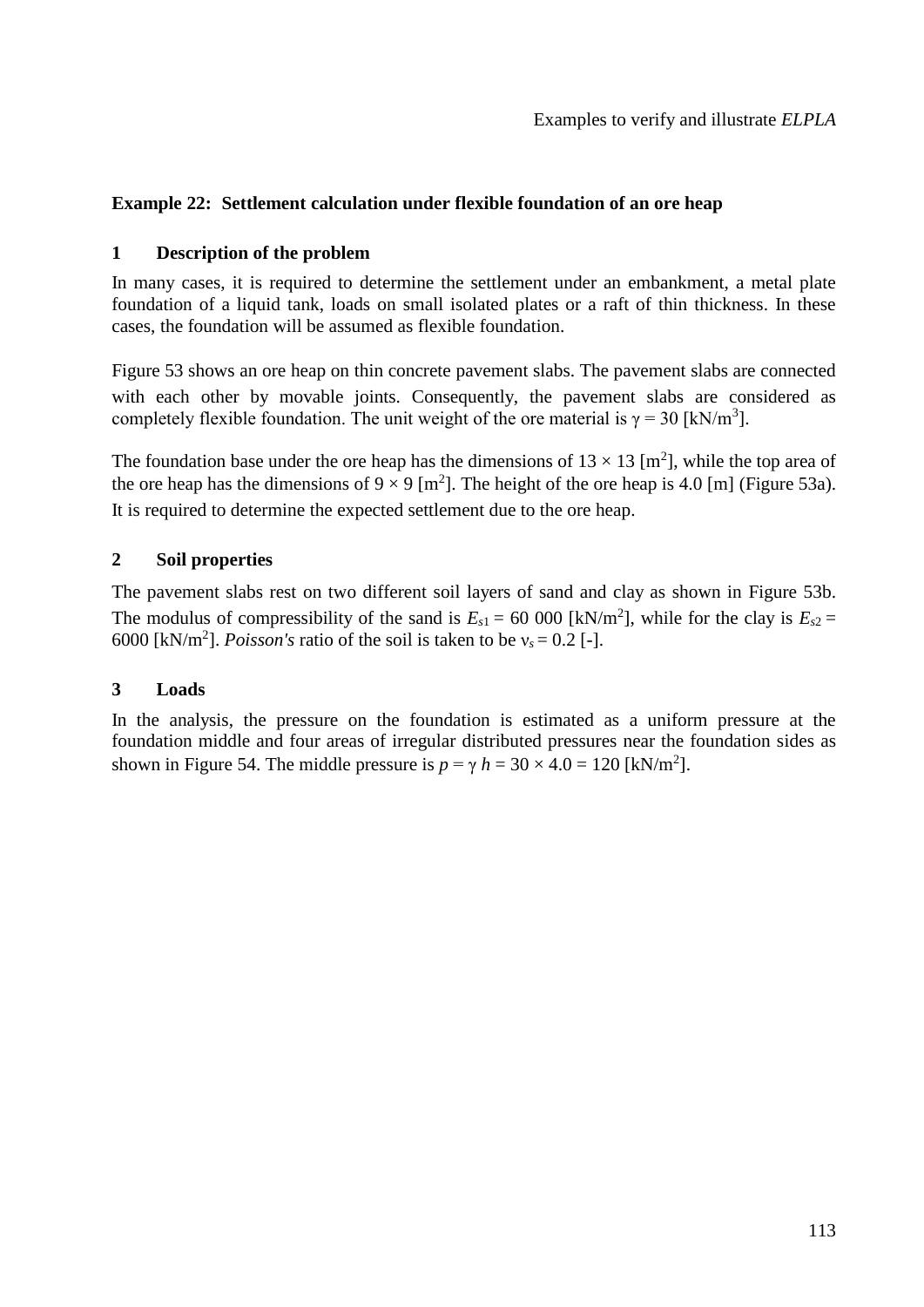## Example 22: Settlement calculation under flexible foundation of an ore heap

### 1 Description of the problem

In many cases, it is required to determine the settlement under an embankment, a metal plate foundation of a liquid tank, loads on small isolated plates or a raft of thin thickness. In these cases, the foundation will be assumed as flexible foundation.

Figure 53 shows an ore heap on thin concrete pavement slabs. The pavement slabs are connected with each other by movable joints. Consequently, the pavement slabs are considered as completely flexible foundation. The unit weight of the ore material is $\gamma$ = 30 [kN/m$^3$].

The foundation base under the ore heap has the dimensions of 13 × 13 [m$^2$], while the top area of the ore heap has the dimensions of 9 × 9 [m$^2$]. The height of the ore heap is 4.0 [m] (Figure 53a). It is required to determine the expected settlement due to the ore heap.

### 2 Soil properties

The pavement slabs rest on two different soil layers of sand and clay as shown in Figure 53b. The modulus of compressibility of the sand is $E_{s1}$ = 60 000 [kN/m$^2$], while for the clay is $E_{s2}$ = 6000 [kN/m$^2$]. *Poisson's* ratio of the soil is taken to be $\nu_s$ = 0.2 [-].

### 3 Loads

In the analysis, the pressure on the foundation is estimated as a uniform pressure at the foundation middle and four areas of irregular distributed pressures near the foundation sides as shown in Figure 54. The middle pressure is $p = \gamma\, h$ = 30 × 4.0 = 120 [kN/m$^2$].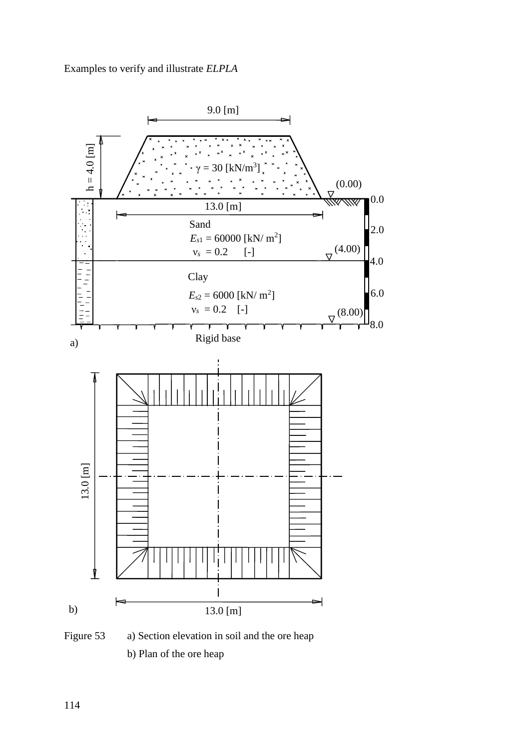Figure 53 a) Section elevation in soil and the ore heap

b) Plan of the ore heap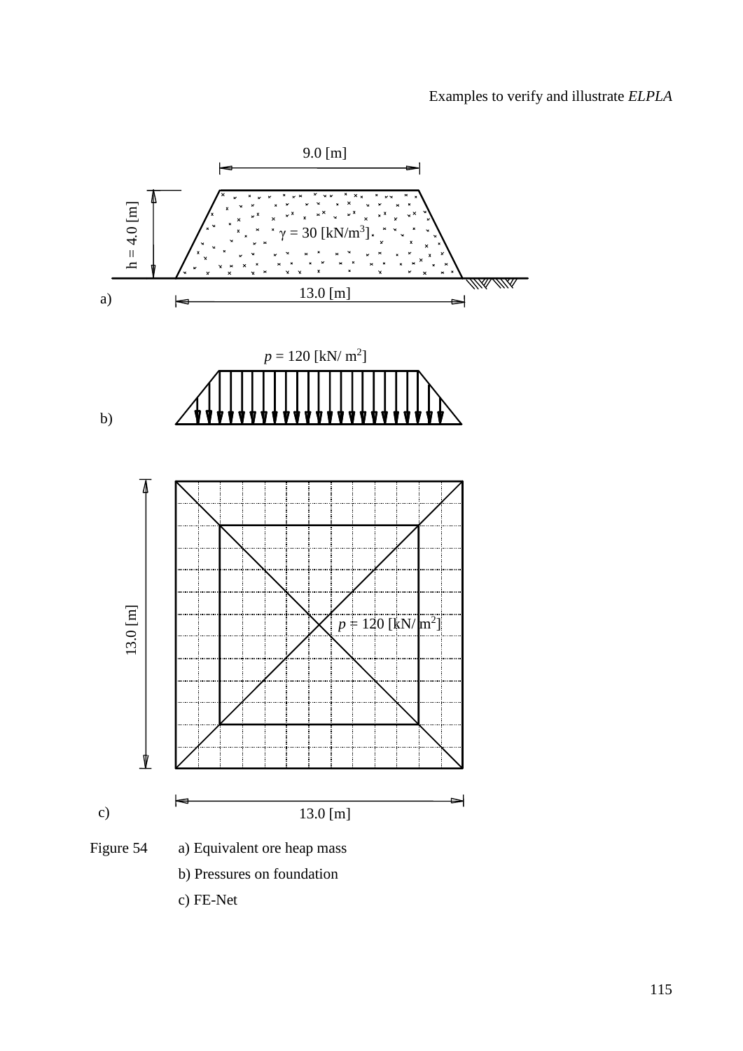Figure 54 a) Equivalent ore heap mass

b) Pressures on foundation

c) FE-Net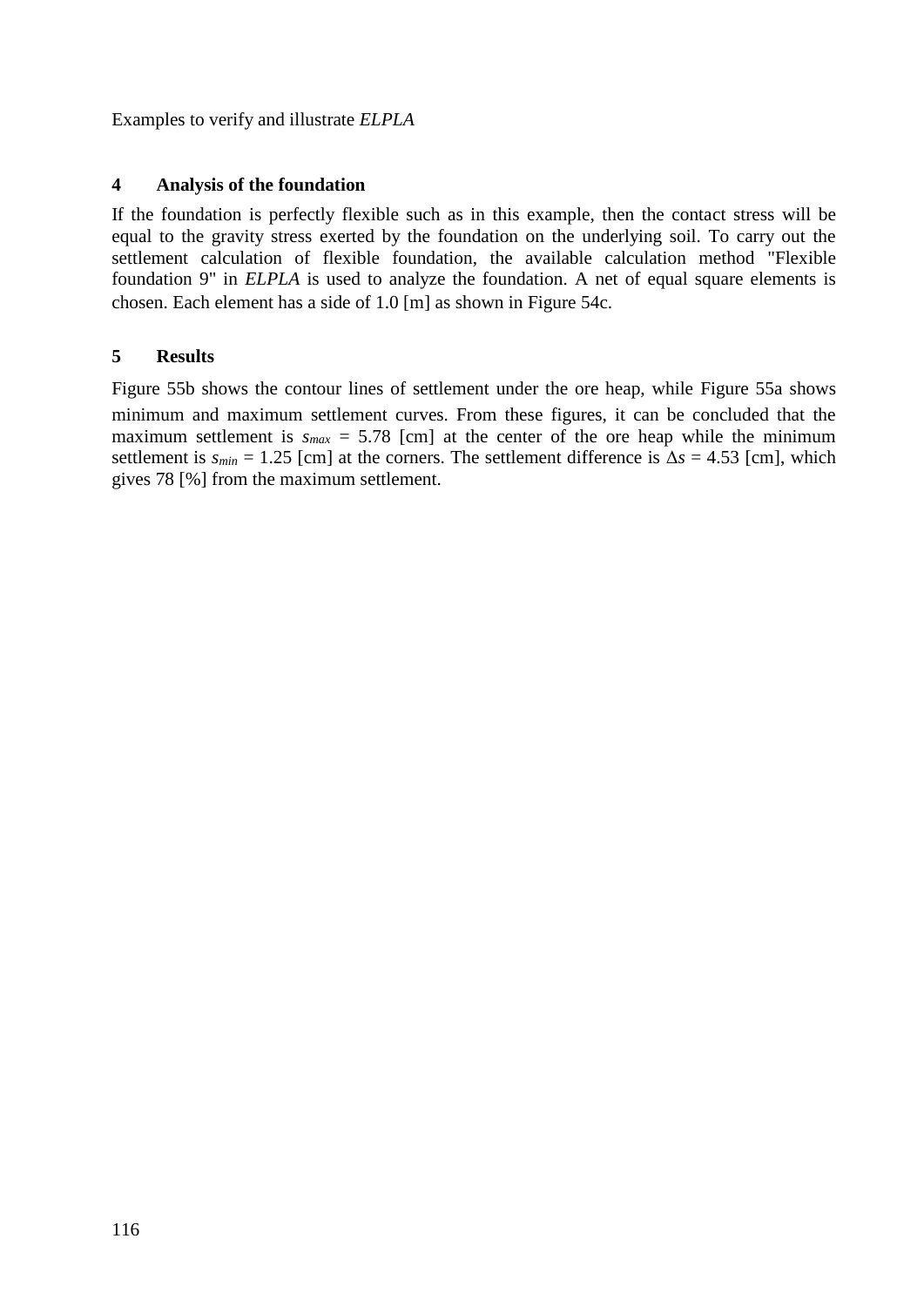## 4 Analysis of the foundation

If the foundation is perfectly flexible such as in this example, then the contact stress will be equal to the gravity stress exerted by the foundation on the underlying soil. To carry out the settlement calculation of flexible foundation, the available calculation method "Flexible foundation 9" in *ELPLA* is used to analyze the foundation. A net of equal square elements is chosen. Each element has a side of 1.0 [m] as shown in Figure 54c.

## 5 Results

Figure 55b shows the contour lines of settlement under the ore heap, while Figure 55a shows minimum and maximum settlement curves. From these figures, it can be concluded that the maximum settlement is $s_{max}$ = 5.78 [cm] at the center of the ore heap while the minimum settlement is $s_{min}$ = 1.25 [cm] at the corners. The settlement difference is $\Delta s$ = 4.53 [cm], which gives 78 [%] from the maximum settlement.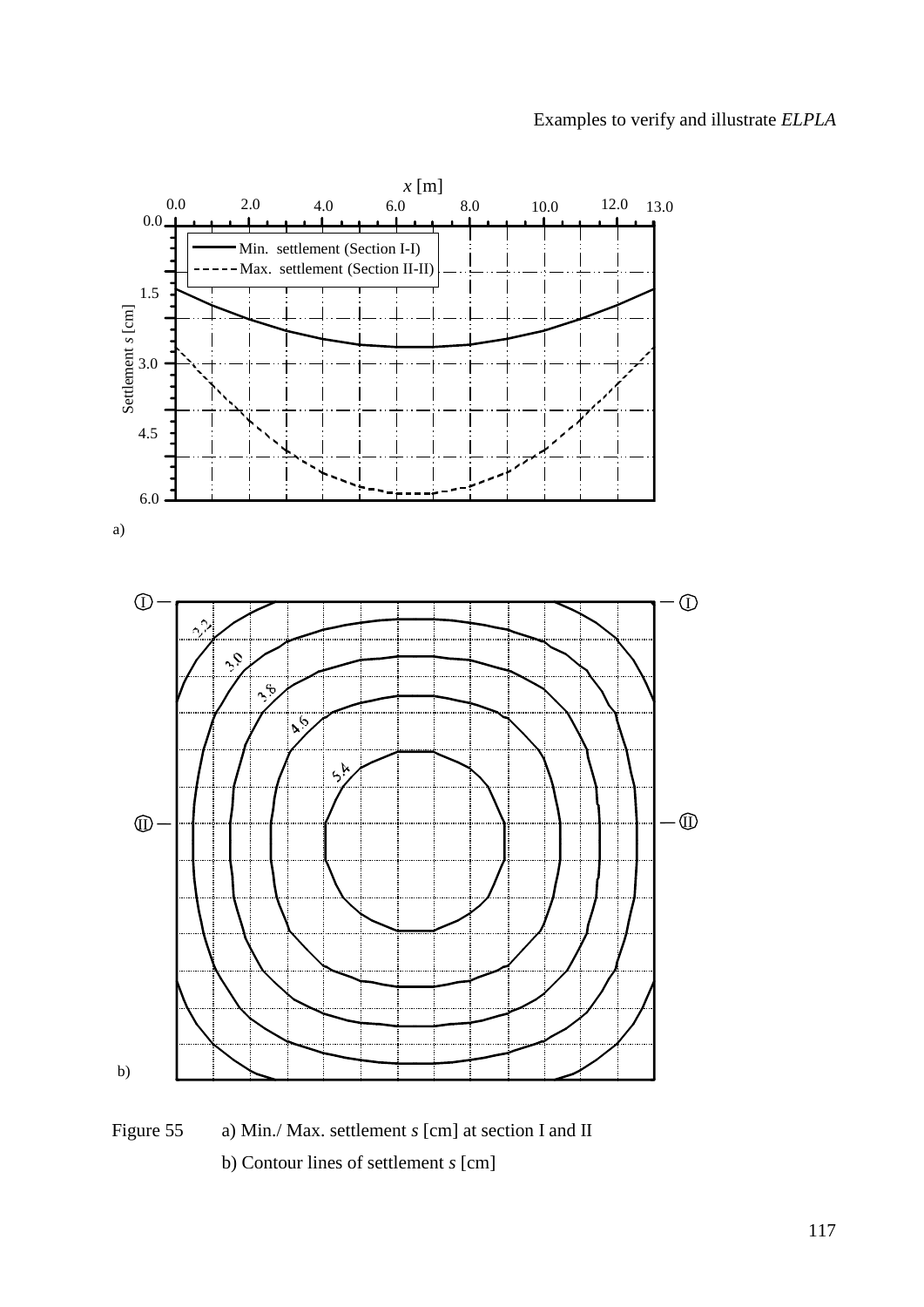x [m]

0.0 2.0 4.0 6.0 8.0 10.0 12.0 13.0

Settlement s [cm]

0.0 1.5 3.0 4.5 6.0

Min. settlement (Section I-I)

Max. settlement (Section II-II)

a)

I I

II II

2.2

3.0

3.8

4.6

5.4

b)

Figure 55 a) Min./ Max. settlement *s* [cm] at section I and II

b) Contour lines of settlement *s* [cm]